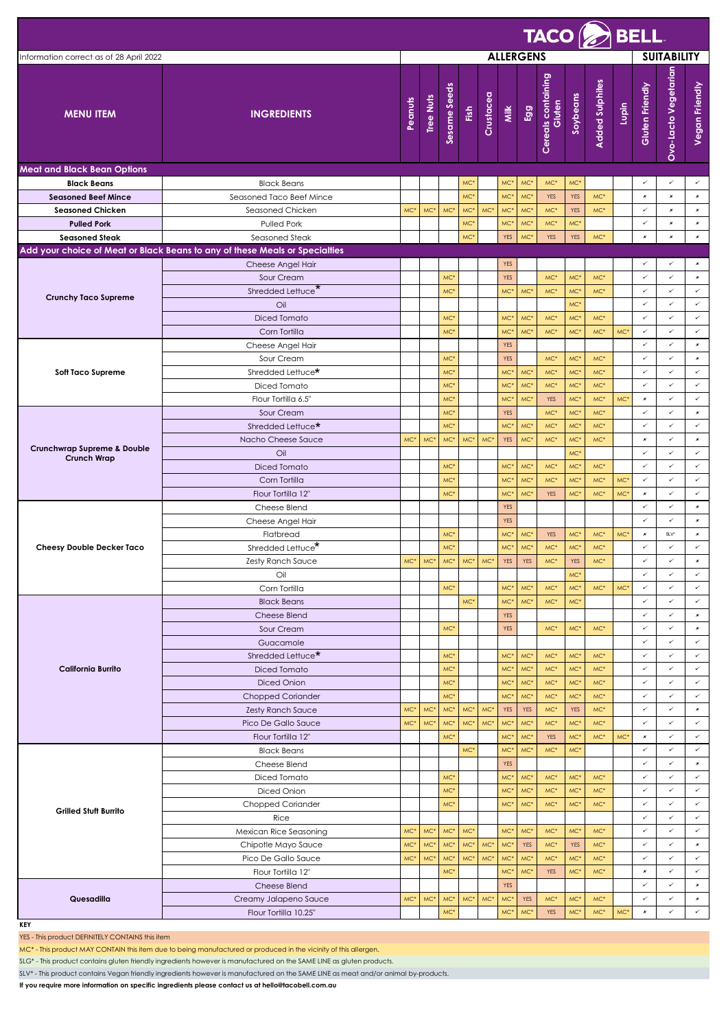# TACO BELL

Information correct as of 28 April 2022

| MENU ITEM | INGREDIENTS | Peanuts | Tree Nuts | Sesame Seeds | Fish | Crustacea | Milk | Egg | Cereals containing Gluten | Soybeans | Added Sulphites | Lupin | Gluten Friendly | Ovo-Lacto Vegetarian | Vegan Friendly |
|---|---|---|---|---|---|---|---|---|---|---|---|---|---|---|---|
| | | **ALLERGENS** | | | | | | | | | | | **SUITABILITY** | | |
| **Meat and Black Bean Options** | | | | | | | | | | | | | | | |
| **Black Beans** | Black Beans | | | | MC* | | MC* | MC* | MC* | MC* | | | ✓ | ✓ | ✓ |
| **Seasoned Beef Mince** | Seasoned Taco Beef Mince | | | | MC* | | MC* | MC* | YES | YES | MC* | | ✗ | ✗ | ✗ |
| **Seasoned Chicken** | Seasoned Chicken | MC* | MC* | MC* | MC* | MC* | MC* | MC* | MC* | YES | MC* | | ✓ | ✗ | ✗ |
| **Pulled Pork** | Pulled Pork | | | | MC* | | MC* | MC* | MC* | MC* | | | ✓ | ✗ | ✗ |
| **Seasoned Steak** | Seasoned Steak | | | | MC* | | YES | MC* | YES | YES | MC* | | ✗ | ✗ | ✗ |
| **Add your choice of Meat or Black Beans to any of these Meals or Specialties** | | | | | | | | | | | | | | | |
| **Crunchy Taco Supreme** | Cheese Angel Hair | | | | | | YES | | | | | | ✓ | ✓ | ✗ |
| | Sour Cream | | | MC* | | | YES | | MC* | MC* | MC* | | ✓ | ✓ | ✗ |
| | Shredded Lettuce* | | | MC* | | | MC* | MC* | MC* | MC* | MC* | | ✓ | ✓ | ✓ |
| | Oil | | | | | | | | | MC* | | | ✓ | ✓ | ✓ |
| | Diced Tomato | | | MC* | | | MC* | MC* | MC* | MC* | MC* | | ✓ | ✓ | ✓ |
| | Corn Tortilla | | | MC* | | | MC* | MC* | MC* | MC* | MC* | MC* | ✓ | ✓ | ✓ |
| **Soft Taco Supreme** | Cheese Angel Hair | | | | | | YES | | | | | | ✓ | ✓ | ✗ |
| | Sour Cream | | | MC* | | | YES | | MC* | MC* | MC* | | ✓ | ✓ | ✗ |
| | Shredded Lettuce* | | | MC* | | | MC* | MC* | MC* | MC* | MC* | | ✓ | ✓ | ✓ |
| | Diced Tomato | | | MC* | | | MC* | MC* | MC* | MC* | MC* | | ✓ | ✓ | ✓ |
| | Flour Tortilla 6.5" | | | MC* | | | MC* | MC* | YES | MC* | MC* | MC* | ✗ | ✓ | ✓ |
| **Crunchwrap Supreme & Double Crunch Wrap** | Sour Cream | | | MC* | | | YES | | MC* | MC* | MC* | | ✓ | ✓ | ✗ |
| | Shredded Lettuce* | | | MC* | | | MC* | MC* | MC* | MC* | MC* | | ✓ | ✓ | ✓ |
| | Nacho Cheese Sauce | MC* | MC* | MC* | MC* | MC* | YES | MC* | MC* | MC* | MC* | | ✗ | ✓ | ✗ |
| | Oil | | | | | | | | | MC* | | | ✓ | ✓ | ✓ |
| | Diced Tomato | | | MC* | | | MC* | MC* | MC* | MC* | MC* | | ✓ | ✓ | ✓ |
| | Corn Tortilla | | | MC* | | | MC* | MC* | MC* | MC* | MC* | MC* | ✓ | ✓ | ✓ |
| | Flour Tortilla 12" | | | MC* | | | MC* | MC* | YES | MC* | MC* | MC* | ✗ | ✓ | ✓ |
| **Cheesy Double Decker Taco** | Cheese Blend | | | | | | YES | | | | | | ✓ | ✓ | ✗ |
| | Cheese Angel Hair | | | | | | YES | | | | | | ✓ | ✓ | ✗ |
| | Flatbread | | | MC* | | | MC* | MC* | YES | MC* | MC* | MC* | ✗ | SLV* | ✗ |
| | Shredded Lettuce* | | | MC* | | | MC* | MC* | MC* | MC* | MC* | | ✓ | ✓ | ✓ |
| | Zesty Ranch Sauce | MC* | MC* | MC* | MC* | MC* | YES | YES | MC* | YES | MC* | | ✓ | ✓ | ✗ |
| | Oil | | | | | | | | | MC* | | | ✓ | ✓ | ✓ |
| | Corn Tortilla | | | MC* | | | MC* | MC* | MC* | MC* | MC* | MC* | ✓ | ✓ | ✓ |
| **California Burrito** | Black Beans | | | | MC* | | MC* | MC* | MC* | MC* | | | ✓ | ✓ | ✓ |
| | Cheese Blend | | | | | | YES | | | | | | ✓ | ✓ | ✗ |
| | Sour Cream | | | MC* | | | YES | | MC* | MC* | MC* | | ✓ | ✓ | ✗ |
| | Guacamole | | | | | | | | | | | | ✓ | ✓ | ✓ |
| | Shredded Lettuce* | | | MC* | | | MC* | MC* | MC* | MC* | MC* | | ✓ | ✓ | ✓ |
| | Diced Tomato | | | MC* | | | MC* | MC* | MC* | MC* | MC* | | ✓ | ✓ | ✓ |
| | Diced Onion | | | MC* | | | MC* | MC* | MC* | MC* | MC* | | ✓ | ✓ | ✓ |
| | Chopped Coriander | | | MC* | | | MC* | MC* | MC* | MC* | MC* | | ✓ | ✓ | ✓ |
| | Zesty Ranch Sauce | MC* | MC* | MC* | MC* | MC* | YES | YES | MC* | YES | MC* | | ✓ | ✓ | ✗ |
| | Pico De Gallo Sauce | MC* | MC* | MC* | MC* | MC* | MC* | MC* | MC* | MC* | MC* | | ✓ | ✓ | ✓ |
| | Flour Tortilla 12" | | | MC* | | | MC* | MC* | YES | MC* | MC* | MC* | ✗ | ✓ | ✓ |
| **Grilled Stuft Burrito** | Black Beans | | | | MC* | | MC* | MC* | MC* | MC* | | | ✓ | ✓ | ✓ |
| | Cheese Blend | | | | | | YES | | | | | | ✓ | ✓ | ✗ |
| | Diced Tomato | | | MC* | | | MC* | MC* | MC* | MC* | MC* | | ✓ | ✓ | ✓ |
| | Diced Onion | | | MC* | | | MC* | MC* | MC* | MC* | MC* | | ✓ | ✓ | ✓ |
| | Chopped Coriander | | | MC* | | | MC* | MC* | MC* | MC* | MC* | | ✓ | ✓ | ✓ |
| | Rice | | | | | | | | | | | | ✓ | ✓ | ✓ |
| | Mexican Rice Seasoning | MC* | MC* | MC* | MC* | | MC* | MC* | MC* | MC* | MC* | | ✓ | ✓ | ✓ |
| | Chipotle Mayo Sauce | MC* | MC* | MC* | MC* | MC* | MC* | YES | MC* | YES | MC* | | ✓ | ✓ | ✗ |
| | Pico De Gallo Sauce | MC* | MC* | MC* | MC* | MC* | MC* | MC* | MC* | MC* | MC* | | ✓ | ✓ | ✓ |
| | Flour Tortilla 12" | | | MC* | | | MC* | MC* | YES | MC* | MC* | | ✗ | ✓ | ✓ |
| **Quesadilla** | Cheese Blend | | | | | | YES | | | | | | ✓ | ✓ | ✗ |
| | Creamy Jalapeno Sauce | MC* | MC* | MC* | MC* | MC* | MC* | YES | MC* | MC* | MC* | | ✓ | ✓ | ✗ |
| | Flour Tortilla 10.25" | | | MC* | | | MC* | MC* | YES | MC* | MC* | MC* | ✗ | ✓ | ✓ |

**KEY**

YES - This product DEFINITELY CONTAINS this item

MC* - This product MAY CONTAIN this item due to being manufactured or produced in the vicinity of this allergen.

SLG* - This product contains gluten friendly ingredients however is manufactured on the SAME LINE as gluten products.

SLV* - This product contains Vegan friendly ingredients however is manufactured on the SAME LINE as meat and/or animal by-products.

**If you require more information on specific ingredients please contact us at hello@tacobell.com.au**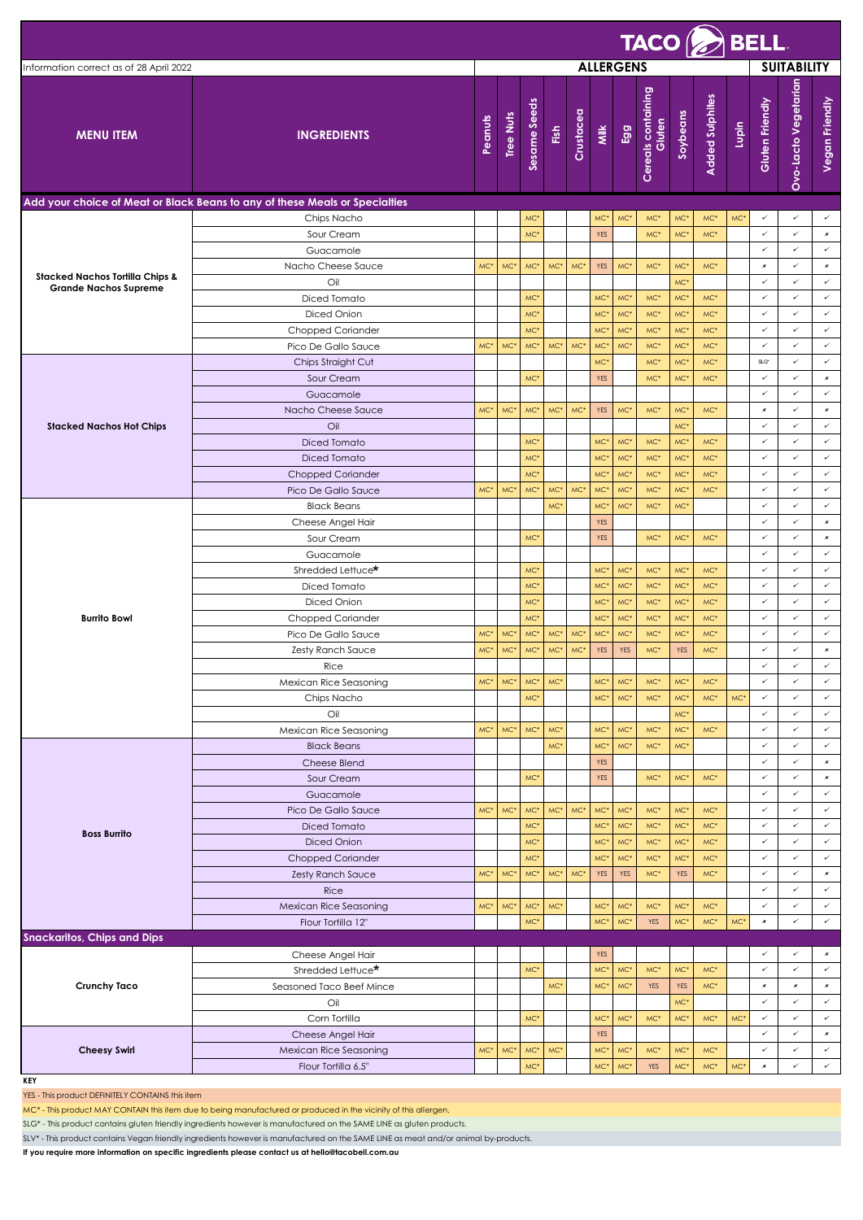# TACO BELL

Information correct as of 28 April 2022

| MENU ITEM | INGREDIENTS | Peanuts | Tree Nuts | Sesame Seeds | Fish | Crustacea | Milk | Egg | Cereals containing Gluten | Soybeans | Added Sulphites | Lupin | Gluten Friendly | Ovo-Lacto Vegetarian | Vegan Friendly |
|---|---|---|---|---|---|---|---|---|---|---|---|---|---|---|---|
| | | ALLERGENS | | | | | | | | | | | SUITABILITY | | |
| **Add your choice of Meat or Black Beans to any of these Meals or Specialties** | | | | | | | | | | | | | | | |
| **Stacked Nachos Tortilla Chips & Grande Nachos Supreme** | Chips Nacho | | | MC* | | | MC* | MC* | MC* | MC* | MC* | MC* | ✓ | ✓ | ✓ |
| | Sour Cream | | | MC* | | | YES | | MC* | MC* | MC* | | ✓ | ✓ | ✗ |
| | Guacamole | | | | | | | | | | | | ✓ | ✓ | ✓ |
| | Nacho Cheese Sauce | MC* | MC* | MC* | MC* | MC* | YES | MC* | MC* | MC* | MC* | | ✗ | ✓ | ✗ |
| | Oil | | | | | | | | | MC* | | | ✓ | ✓ | ✓ |
| | Diced Tomato | | | MC* | | | MC* | MC* | MC* | MC* | MC* | | ✓ | ✓ | ✓ |
| | Diced Onion | | | MC* | | | MC* | MC* | MC* | MC* | MC* | | ✓ | ✓ | ✓ |
| | Chopped Coriander | | | MC* | | | MC* | MC* | MC* | MC* | MC* | | ✓ | ✓ | ✓ |
| | Pico De Gallo Sauce | MC* | MC* | MC* | MC* | MC* | MC* | MC* | MC* | MC* | MC* | | ✓ | ✓ | ✓ |
| **Stacked Nachos Hot Chips** | Chips Straight Cut | | | | | | MC* | | MC* | MC* | MC* | | SLG* | ✓ | ✓ |
| | Sour Cream | | | MC* | | | YES | | MC* | MC* | MC* | | ✓ | ✓ | ✗ |
| | Guacamole | | | | | | | | | | | | ✓ | ✓ | ✓ |
| | Nacho Cheese Sauce | MC* | MC* | MC* | MC* | MC* | YES | MC* | MC* | MC* | MC* | | ✗ | ✓ | ✗ |
| | Oil | | | | | | | | | MC* | | | ✓ | ✓ | ✓ |
| | Diced Tomato | | | MC* | | | MC* | MC* | MC* | MC* | MC* | | ✓ | ✓ | ✓ |
| | Diced Tomato | | | MC* | | | MC* | MC* | MC* | MC* | MC* | | ✓ | ✓ | ✓ |
| | Chopped Coriander | | | MC* | | | MC* | MC* | MC* | MC* | MC* | | ✓ | ✓ | ✓ |
| | Pico De Gallo Sauce | MC* | MC* | MC* | MC* | MC* | MC* | MC* | MC* | MC* | MC* | | ✓ | ✓ | ✓ |
| **Burrito Bowl** | Black Beans | | | | MC* | | MC* | MC* | MC* | MC* | | | ✓ | ✓ | ✓ |
| | Cheese Angel Hair | | | | | | YES | | | | | | ✓ | ✓ | ✗ |
| | Sour Cream | | | MC* | | | YES | | MC* | MC* | MC* | | ✓ | ✓ | ✗ |
| | Guacamole | | | | | | | | | | | | ✓ | ✓ | ✓ |
| | Shredded Lettuce* | | | MC* | | | MC* | MC* | MC* | MC* | MC* | | ✓ | ✓ | ✓ |
| | Diced Tomato | | | MC* | | | MC* | MC* | MC* | MC* | MC* | | ✓ | ✓ | ✓ |
| | Diced Onion | | | MC* | | | MC* | MC* | MC* | MC* | MC* | | ✓ | ✓ | ✓ |
| | Chopped Coriander | | | MC* | | | MC* | MC* | MC* | MC* | MC* | | ✓ | ✓ | ✓ |
| | Pico De Gallo Sauce | MC* | MC* | MC* | MC* | MC* | MC* | MC* | MC* | MC* | MC* | | ✓ | ✓ | ✓ |
| | Zesty Ranch Sauce | MC* | MC* | MC* | MC* | MC* | YES | YES | MC* | YES | MC* | | ✓ | ✓ | ✗ |
| | Rice | | | | | | | | | | | | ✓ | ✓ | ✓ |
| | Mexican Rice Seasoning | MC* | MC* | MC* | MC* | | MC* | MC* | MC* | MC* | MC* | | ✓ | ✓ | ✓ |
| | Chips Nacho | | | MC* | | | MC* | MC* | MC* | MC* | MC* | MC* | ✓ | ✓ | ✓ |
| | Oil | | | | | | | | | MC* | | | ✓ | ✓ | ✓ |
| | Mexican Rice Seasoning | MC* | MC* | MC* | MC* | | MC* | MC* | MC* | MC* | MC* | | ✓ | ✓ | ✓ |
| **Boss Burrito** | Black Beans | | | | MC* | | MC* | MC* | MC* | MC* | | | ✓ | ✓ | ✓ |
| | Cheese Blend | | | | | | YES | | | | | | ✓ | ✓ | ✗ |
| | Sour Cream | | | MC* | | | YES | | MC* | MC* | MC* | | ✓ | ✓ | ✗ |
| | Guacamole | | | | | | | | | | | | ✓ | ✓ | ✓ |
| | Pico De Gallo Sauce | MC* | MC* | MC* | MC* | MC* | MC* | MC* | MC* | MC* | MC* | | ✓ | ✓ | ✓ |
| | Diced Tomato | | | MC* | | | MC* | MC* | MC* | MC* | MC* | | ✓ | ✓ | ✓ |
| | Diced Onion | | | MC* | | | MC* | MC* | MC* | MC* | MC* | | ✓ | ✓ | ✓ |
| | Chopped Coriander | | | MC* | | | MC* | MC* | MC* | MC* | MC* | | ✓ | ✓ | ✓ |
| | Zesty Ranch Sauce | MC* | MC* | MC* | MC* | MC* | YES | YES | MC* | YES | MC* | | ✓ | ✓ | ✗ |
| | Rice | | | | | | | | | | | | ✓ | ✓ | ✓ |
| | Mexican Rice Seasoning | MC* | MC* | MC* | MC* | | MC* | MC* | MC* | MC* | MC* | | ✓ | ✓ | ✓ |
| | Flour Tortilla 12" | | | MC* | | | MC* | MC* | YES | MC* | MC* | MC* | ✗ | ✓ | ✓ |
| **Snackaritos, Chips and Dips** | | | | | | | | | | | | | | | |
| **Crunchy Taco** | Cheese Angel Hair | | | | | | YES | | | | | | ✓ | ✓ | ✗ |
| | Shredded Lettuce* | | | MC* | | | MC* | MC* | MC* | MC* | MC* | | ✓ | ✓ | ✓ |
| | Seasoned Taco Beef Mince | | | | MC* | | MC* | MC* | YES | YES | MC* | | ✗ | ✗ | ✗ |
| | Oil | | | | | | | | | MC* | | | ✓ | ✓ | ✓ |
| | Corn Tortilla | | | MC* | | | MC* | MC* | MC* | MC* | MC* | MC* | ✓ | ✓ | ✓ |
| **Cheesy Swirl** | Cheese Angel Hair | | | | | | YES | | | | | | ✓ | ✓ | ✗ |
| | Mexican Rice Seasoning | MC* | MC* | MC* | MC* | | MC* | MC* | MC* | MC* | MC* | | ✓ | ✓ | ✓ |
| | Flour Tortilla 6.5" | | | MC* | | | MC* | MC* | YES | MC* | MC* | MC* | ✗ | ✓ | ✓ |

**KEY**

YES - This product DEFINITELY CONTAINS this item

MC* - This product MAY CONTAIN this item due to being manufactured or produced in the vicinity of this allergen.

SLG* - This product contains gluten friendly ingredients however is manufactured on the SAME LINE as gluten products.

SLV* - This product contains Vegan friendly ingredients however is manufactured on the SAME LINE as meat and/or animal by-products.

**If you require more information on specific ingredients please contact us at hello@tacobell.com.au**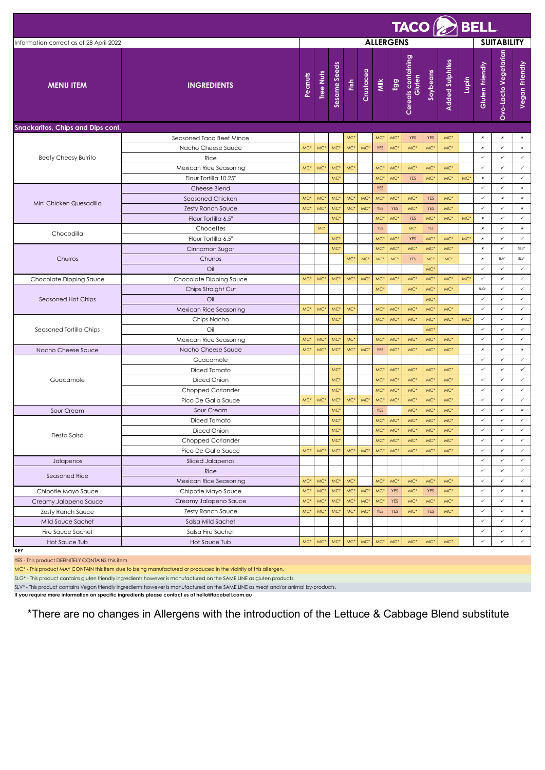TACO BELL

Information correct as of 28 April 2022

| MENU ITEM | INGREDIENTS | ALLERGENS | | | | | | | | | | | SUITABILITY | | |
|---|---|---|---|---|---|---|---|---|---|---|---|---|---|---|---|
| | | Peanuts | Tree Nuts | Sesame Seeds | Fish | Crustacea | Milk | Egg | Cereals containing Gluten | Soybeans | Added Sulphites | Lupin | Gluten Friendly | Ovo-Lacto Vegetarian | Vegan Friendly |
| **Snackaritos, Chips and Dips cont.** | | | | | | | | | | | | | | | |
| Beefy Cheesy Burrito | Seasoned Taco Beef Mince | | | | MC* | | MC* | MC* | YES | YES | MC* | | ✗ | ✗ | ✗ |
| | Nacho Cheese Sauce | MC* | MC* | MC* | MC* | MC* | YES | MC* | MC* | MC* | MC* | | ✗ | ✓ | ✗ |
| | Rice | | | | | | | | | | | | ✓ | ✓ | ✓ |
| | Mexican Rice Seasoning | MC* | MC* | MC* | MC* | | MC* | MC* | MC* | MC* | MC* | | ✓ | ✓ | ✓ |
| | Flour Tortilla 10.25" | | | MC* | | | MC* | MC* | YES | MC* | MC* | MC* | ✗ | ✓ | ✓ |
| Mini Chicken Quesadilla | Cheese Blend | | | | | | YES | | | | | | ✓ | ✓ | ✗ |
| | Seasoned Chicken | MC* | MC* | MC* | MC* | MC* | MC* | MC* | MC* | YES | MC* | | ✓ | ✗ | ✗ |
| | Zesty Ranch Sauce | MC* | MC* | MC* | MC* | MC* | YES | YES | MC* | YES | MC* | | ✓ | ✓ | ✗ |
| | Flour Tortilla 6.5" | | | MC* | | | MC* | MC* | YES | MC* | MC* | MC* | ✗ | ✓ | ✓ |
| Chocodilla | Chocettes | | MC* | | | | YES | | MC* | YES | | | ✗ | ✓ | ✗ |
| | Flour Tortilla 6.5" | | | MC* | | | MC* | MC* | YES | MC* | MC* | MC* | ✗ | ✓ | ✓ |
| Churros | Cinnamon Sugar | | | MC* | | | MC* | MC* | MC* | MC* | MC* | | ✗ | ✓ | SLV* |
| | Churros | | | | MC* | MC* | MC* | MC* | YES | MC* | MC* | | ✗ | SLV* | SLV* |
| | Oil | | | | | | | | | MC* | | | ✓ | ✓ | ✓ |
| Chocolate Dipping Sauce | Chocolate Dipping Sauce | MC* | MC* | MC* | MC* | MC* | MC* | MC* | MC* | MC* | MC* | MC* | ✓ | ✓ | ✓ |
| Seasoned Hot Chips | Chips Straight Cut | | | | | | MC* | | MC* | MC* | MC* | | SLG* | ✓ | ✓ |
| | Oil | | | | | | | | | MC* | | | ✓ | ✓ | ✓ |
| | Mexican Rice Seasoning | MC* | MC* | MC* | MC* | | MC* | MC* | MC* | MC* | MC* | | ✓ | ✓ | ✓ |
| Seasoned Tortilla Chips | Chips Nacho | | | MC* | | | MC* | MC* | MC* | MC* | MC* | MC* | ✓ | ✓ | ✓ |
| | Oil | | | | | | | | | MC* | | | ✓ | ✓ | ✓ |
| | Mexican Rice Seasoning | MC* | MC* | MC* | MC* | | MC* | MC* | MC* | MC* | MC* | | ✓ | ✓ | ✓ |
| Nacho Cheese Sauce | Nacho Cheese Sauce | MC* | MC* | MC* | MC* | MC* | YES | MC* | MC* | MC* | MC* | | ✗ | ✓ | ✗ |
| Guacamole | Guacamole | | | | | | | | | | | | ✓ | ✓ | ✓ |
| | Diced Tomato | | | MC* | | | MC* | MC* | MC* | MC* | MC* | | ✓ | ✓ | ✓ |
| | Diced Onion | | | MC* | | | MC* | MC* | MC* | MC* | MC* | | ✓ | ✓ | ✓ |
| | Chopped Coriander | | | MC* | | | MC* | MC* | MC* | MC* | MC* | | ✓ | ✓ | ✓ |
| | Pico De Gallo Sauce | MC* | MC* | MC* | MC* | MC* | MC* | MC* | MC* | MC* | MC* | | ✓ | ✓ | ✓ |
| Sour Cream | Sour Cream | | | MC* | | | YES | | MC* | MC* | MC* | | ✓ | ✓ | ✗ |
| Fiesta Salsa | Diced Tomato | | | MC* | | | MC* | MC* | MC* | MC* | MC* | | ✓ | ✓ | ✓ |
| | Diced Onion | | | MC* | | | MC* | MC* | MC* | MC* | MC* | | ✓ | ✓ | ✓ |
| | Chopped Coriander | | | MC* | | | MC* | MC* | MC* | MC* | MC* | | ✓ | ✓ | ✓ |
| | Pico De Gallo Sauce | MC* | MC* | MC* | MC* | MC* | MC* | MC* | MC* | MC* | MC* | | ✓ | ✓ | ✓ |
| Jalapenos | Sliced Jalapenos | | | | | | | | | | | | ✓ | ✓ | ✓ |
| Seasoned Rice | Rice | | | | | | | | | | | | ✓ | ✓ | ✓ |
| | Mexican Rice Seasoning | MC* | MC* | MC* | MC* | | MC* | MC* | MC* | MC* | MC* | | ✓ | ✓ | ✓ |
| Chipotle Mayo Sauce | Chipotle Mayo Sauce | MC* | MC* | MC* | MC* | MC* | MC* | YES | MC* | YES | MC* | | ✓ | ✓ | ✗ |
| Creamy Jalapeno Sauce | Creamy Jalapeno Sauce | MC* | MC* | MC* | MC* | MC* | MC* | YES | MC* | MC* | MC* | | ✓ | ✓ | ✗ |
| Zesty Ranch Sauce | Zesty Ranch Sauce | MC* | MC* | MC* | MC* | MC* | YES | YES | MC* | YES | MC* | | ✓ | ✓ | ✗ |
| Mild Sauce Sachet | Salsa Mild Sachet | | | | | | | | | | | | ✓ | ✓ | ✓ |
| Fire Sauce Sachet | Salsa Fire Sachet | | | | | | | | | | | | ✓ | ✓ | ✓ |
| Hot Sauce Tub | Hot Sauce Tub | MC* | MC* | MC* | MC* | MC* | MC* | MC* | MC* | MC* | MC* | | ✓ | ✓ | ✓ |

**KEY**

YES - This product DEFINITELY CONTAINS this item

MC* - This product MAY CONTAIN this item due to being manufactured or produced in the vicinity of this allergen.

SLG* - This product contains gluten friendly ingredients however is manufactured on the SAME LINE as gluten products.

SLV* - This product contains Vegan friendly ingredients however is manufactured on the SAME LINE as meat and/or animal by-products.

**If you require more information on specific ingredients please contact us at hello@tacobell.com.au**

*There are no changes in Allergens with the introduction of the Lettuce & Cabbage Blend substitute